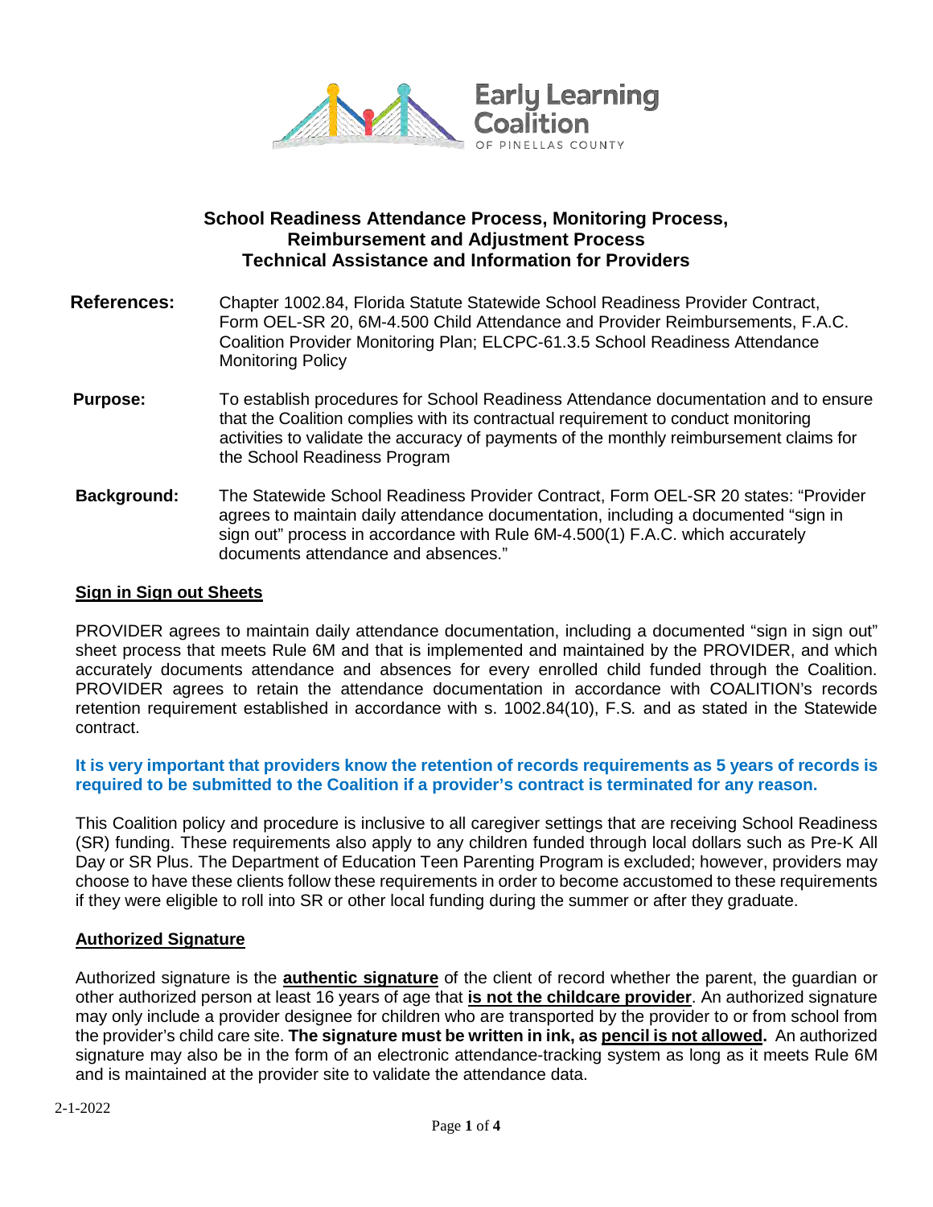Early Learning Coalition OF PINELLAS COUNTY

# School Readiness Attendance Process, Monitoring Process, Reimbursement and Adjustment Process Technical Assistance and Information for Providers

**References:** Chapter 1002.84, Florida Statute Statewide School Readiness Provider Contract, Form OEL-SR 20, 6M-4.500 Child Attendance and Provider Reimbursements, F.A.C. Coalition Provider Monitoring Plan; ELCPC-61.3.5 School Readiness Attendance Monitoring Policy

**Purpose:** To establish procedures for School Readiness Attendance documentation and to ensure that the Coalition complies with its contractual requirement to conduct monitoring activities to validate the accuracy of payments of the monthly reimbursement claims for the School Readiness Program

**Background:** The Statewide School Readiness Provider Contract, Form OEL-SR 20 states: "Provider agrees to maintain daily attendance documentation, including a documented "sign in sign out" process in accordance with Rule 6M-4.500(1) F.A.C. which accurately documents attendance and absences."

## Sign in Sign out Sheets

PROVIDER agrees to maintain daily attendance documentation, including a documented "sign in sign out" sheet process that meets Rule 6M and that is implemented and maintained by the PROVIDER, and which accurately documents attendance and absences for every enrolled child funded through the Coalition. PROVIDER agrees to retain the attendance documentation in accordance with COALITION's records retention requirement established in accordance with s. 1002.84(10), F.S*.* and as stated in the Statewide contract.

**It is very important that providers know the retention of records requirements as 5 years of records is required to be submitted to the Coalition if a provider's contract is terminated for any reason.**

This Coalition policy and procedure is inclusive to all caregiver settings that are receiving School Readiness (SR) funding. These requirements also apply to any children funded through local dollars such as Pre-K All Day or SR Plus. The Department of Education Teen Parenting Program is excluded; however, providers may choose to have these clients follow these requirements in order to become accustomed to these requirements if they were eligible to roll into SR or other local funding during the summer or after they graduate.

## Authorized Signature

Authorized signature is the **authentic signature** of the client of record whether the parent, the guardian or other authorized person at least 16 years of age that **is not the childcare provider**. An authorized signature may only include a provider designee for children who are transported by the provider to or from school from the provider's child care site. **The signature must be written in ink, as pencil is not allowed.** An authorized signature may also be in the form of an electronic attendance-tracking system as long as it meets Rule 6M and is maintained at the provider site to validate the attendance data.

2-1-2022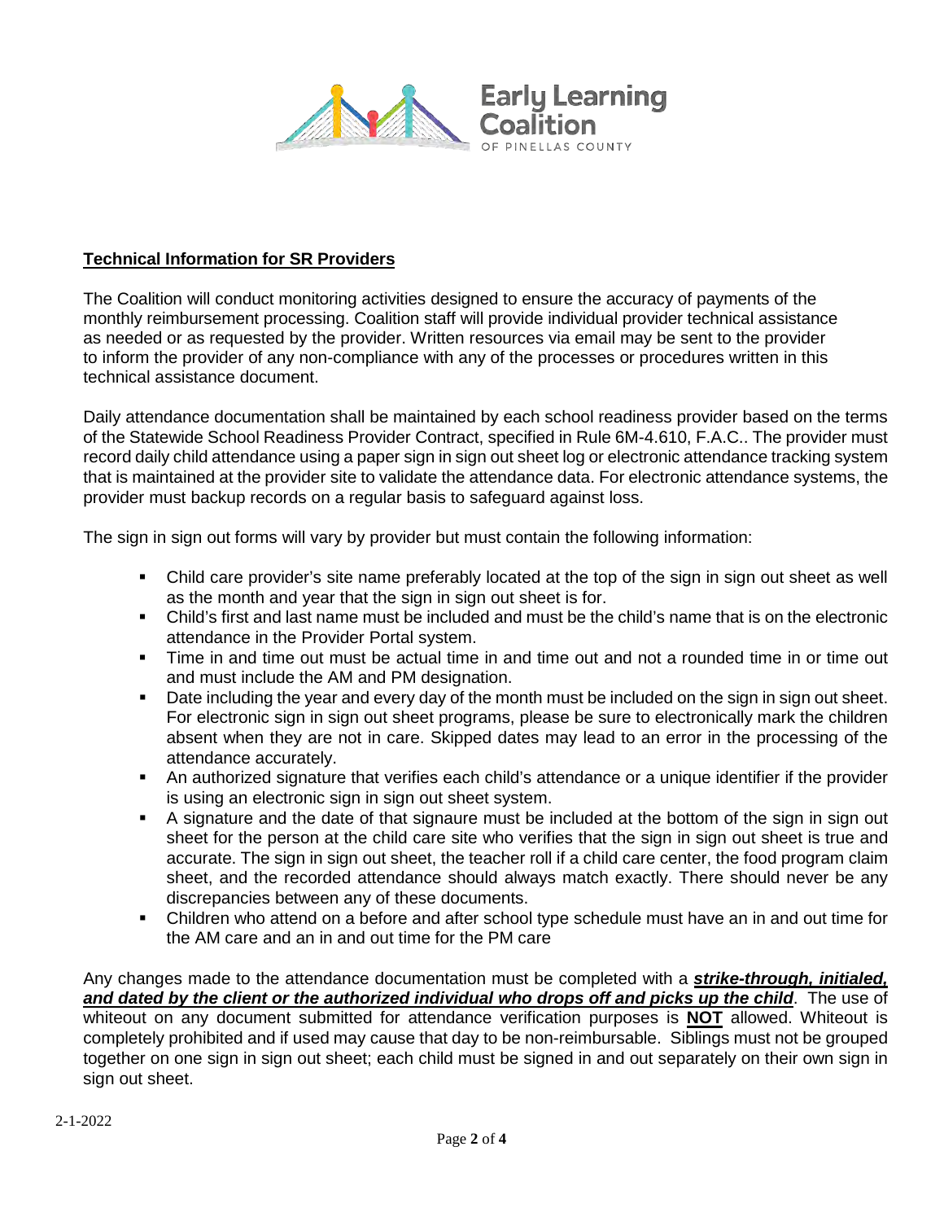**Technical Information for SR Providers**

The Coalition will conduct monitoring activities designed to ensure the accuracy of payments of the monthly reimbursement processing. Coalition staff will provide individual provider technical assistance as needed or as requested by the provider. Written resources via email may be sent to the provider to inform the provider of any non-compliance with any of the processes or procedures written in this technical assistance document.

Daily attendance documentation shall be maintained by each school readiness provider based on the terms of the Statewide School Readiness Provider Contract, specified in Rule 6M-4.610, F.A.C.. The provider must record daily child attendance using a paper sign in sign out sheet log or electronic attendance tracking system that is maintained at the provider site to validate the attendance data. For electronic attendance systems, the provider must backup records on a regular basis to safeguard against loss.

The sign in sign out forms will vary by provider but must contain the following information:

- Child care provider's site name preferably located at the top of the sign in sign out sheet as well as the month and year that the sign in sign out sheet is for.
- Child's first and last name must be included and must be the child's name that is on the electronic attendance in the Provider Portal system.
- Time in and time out must be actual time in and time out and not a rounded time in or time out and must include the AM and PM designation.
- Date including the year and every day of the month must be included on the sign in sign out sheet. For electronic sign in sign out sheet programs, please be sure to electronically mark the children absent when they are not in care. Skipped dates may lead to an error in the processing of the attendance accurately.
- An authorized signature that verifies each child's attendance or a unique identifier if the provider is using an electronic sign in sign out sheet system.
- A signature and the date of that signaure must be included at the bottom of the sign in sign out sheet for the person at the child care site who verifies that the sign in sign out sheet is true and accurate. The sign in sign out sheet, the teacher roll if a child care center, the food program claim sheet, and the recorded attendance should always match exactly. There should never be any discrepancies between any of these documents.
- Children who attend on a before and after school type schedule must have an in and out time for the AM care and an in and out time for the PM care

Any changes made to the attendance documentation must be completed with a ***strike-through, initialed, and dated by the client or the authorized individual who drops off and picks up the child***. The use of whiteout on any document submitted for attendance verification purposes is **NOT** allowed. Whiteout is completely prohibited and if used may cause that day to be non-reimbursable. Siblings must not be grouped together on one sign in sign out sheet; each child must be signed in and out separately on their own sign in sign out sheet.

2-1-2022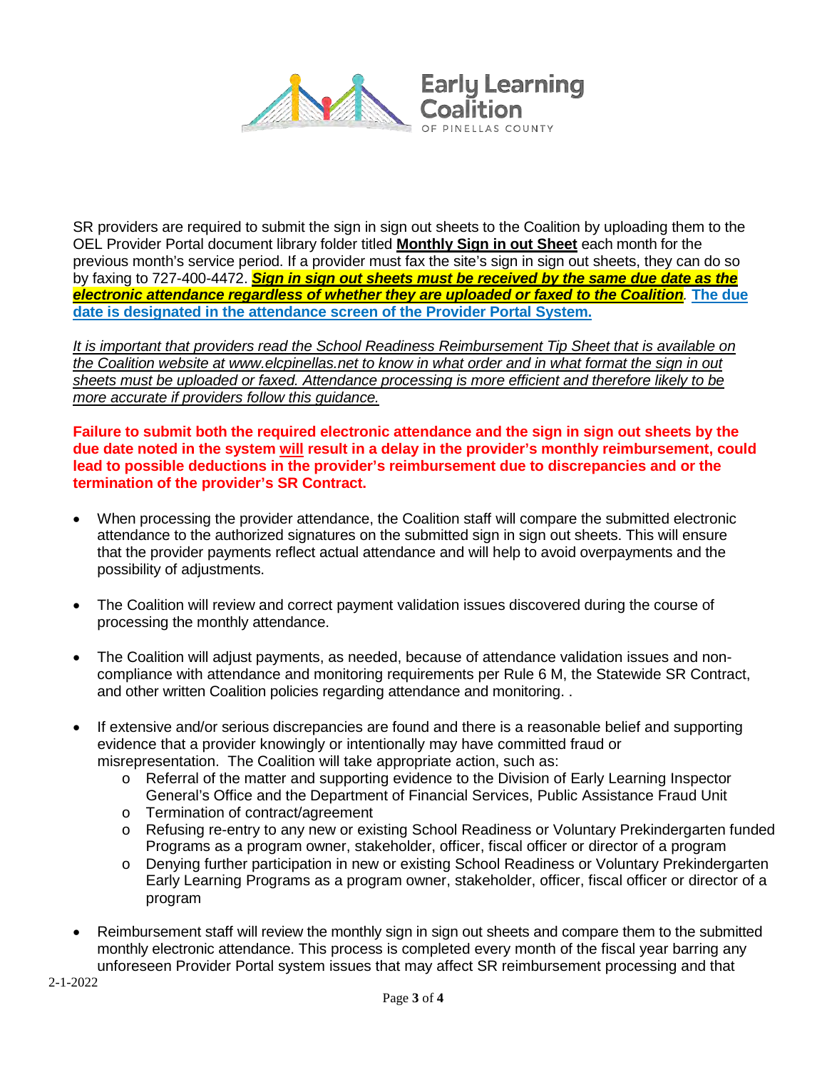SR providers are required to submit the sign in sign out sheets to the Coalition by uploading them to the OEL Provider Portal document library folder titled **Monthly Sign in out Sheet** each month for the previous month's service period. If a provider must fax the site's sign in sign out sheets, they can do so by faxing to 727-400-4472. ***Sign in sign out sheets must be received by the same due date as the electronic attendance regardless of whether they are uploaded or faxed to the Coalition***. **The due date is designated in the attendance screen of the Provider Portal System.**

*It is important that providers read the School Readiness Reimbursement Tip Sheet that is available on the Coalition website at www.elcpinellas.net to know in what order and in what format the sign in out sheets must be uploaded or faxed. Attendance processing is more efficient and therefore likely to be more accurate if providers follow this guidance.*

**Failure to submit both the required electronic attendance and the sign in sign out sheets by the due date noted in the system will result in a delay in the provider's monthly reimbursement, could lead to possible deductions in the provider's reimbursement due to discrepancies and or the termination of the provider's SR Contract.**

- When processing the provider attendance, the Coalition staff will compare the submitted electronic attendance to the authorized signatures on the submitted sign in sign out sheets. This will ensure that the provider payments reflect actual attendance and will help to avoid overpayments and the possibility of adjustments.

- The Coalition will review and correct payment validation issues discovered during the course of processing the monthly attendance.

- The Coalition will adjust payments, as needed, because of attendance validation issues and non-compliance with attendance and monitoring requirements per Rule 6 M, the Statewide SR Contract, and other written Coalition policies regarding attendance and monitoring. .

- If extensive and/or serious discrepancies are found and there is a reasonable belief and supporting evidence that a provider knowingly or intentionally may have committed fraud or misrepresentation. The Coalition will take appropriate action, such as:
  - Referral of the matter and supporting evidence to the Division of Early Learning Inspector General's Office and the Department of Financial Services, Public Assistance Fraud Unit
  - Termination of contract/agreement
  - Refusing re-entry to any new or existing School Readiness or Voluntary Prekindergarten funded Programs as a program owner, stakeholder, officer, fiscal officer or director of a program
  - Denying further participation in new or existing School Readiness or Voluntary Prekindergarten Early Learning Programs as a program owner, stakeholder, officer, fiscal officer or director of a program

- Reimbursement staff will review the monthly sign in sign out sheets and compare them to the submitted monthly electronic attendance. This process is completed every month of the fiscal year barring any unforeseen Provider Portal system issues that may affect SR reimbursement processing and that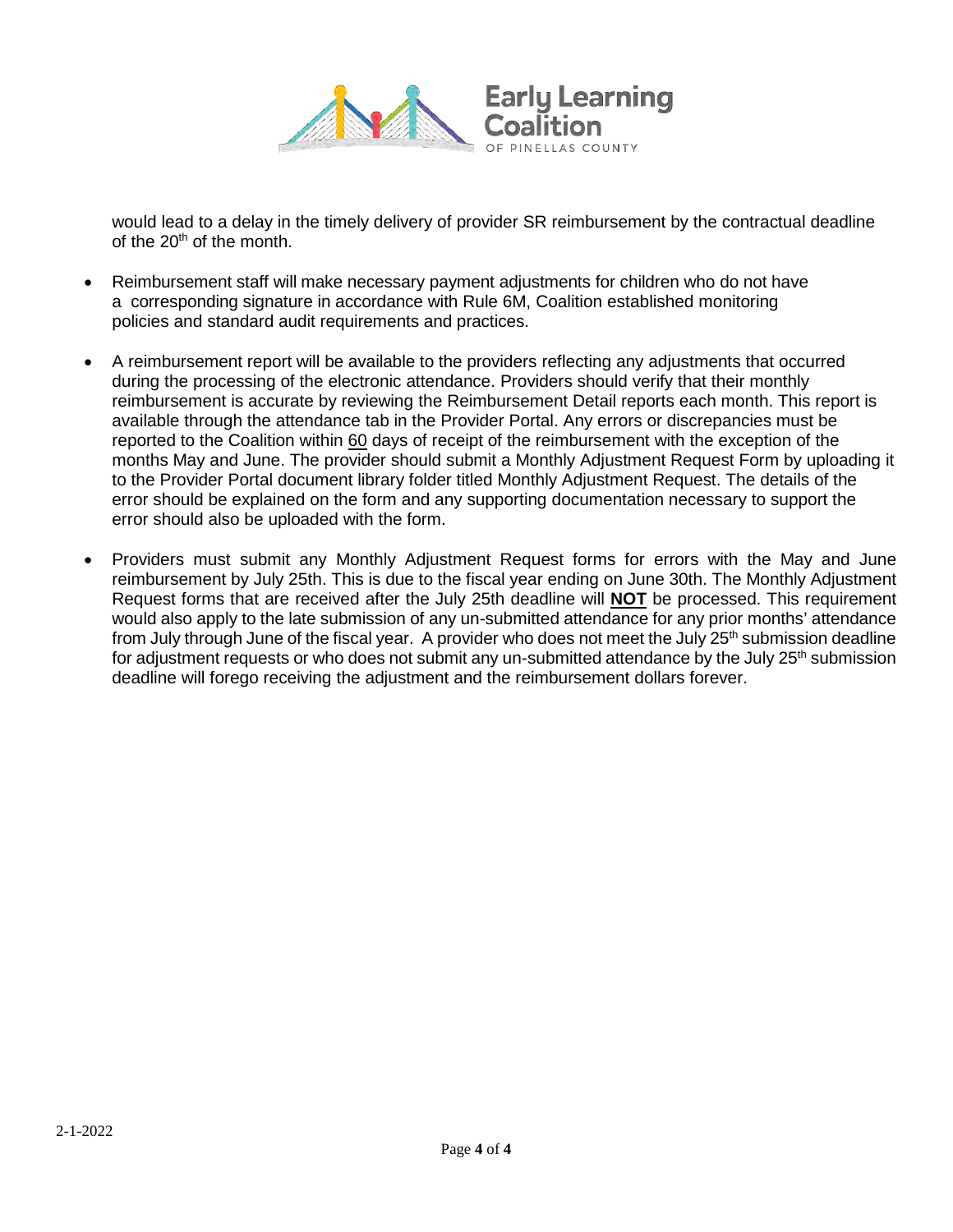would lead to a delay in the timely delivery of provider SR reimbursement by the contractual deadline of the 20th of the month.

- Reimbursement staff will make necessary payment adjustments for children who do not have a corresponding signature in accordance with Rule 6M, Coalition established monitoring policies and standard audit requirements and practices.

- A reimbursement report will be available to the providers reflecting any adjustments that occurred during the processing of the electronic attendance. Providers should verify that their monthly reimbursement is accurate by reviewing the Reimbursement Detail reports each month. This report is available through the attendance tab in the Provider Portal. Any errors or discrepancies must be reported to the Coalition within 60 days of receipt of the reimbursement with the exception of the months May and June. The provider should submit a Monthly Adjustment Request Form by uploading it to the Provider Portal document library folder titled Monthly Adjustment Request. The details of the error should be explained on the form and any supporting documentation necessary to support the error should also be uploaded with the form.

- Providers must submit any Monthly Adjustment Request forms for errors with the May and June reimbursement by July 25th. This is due to the fiscal year ending on June 30th. The Monthly Adjustment Request forms that are received after the July 25th deadline will **NOT** be processed. This requirement would also apply to the late submission of any un-submitted attendance for any prior months' attendance from July through June of the fiscal year. A provider who does not meet the July 25th submission deadline for adjustment requests or who does not submit any un-submitted attendance by the July 25th submission deadline will forego receiving the adjustment and the reimbursement dollars forever.

2-1-2022